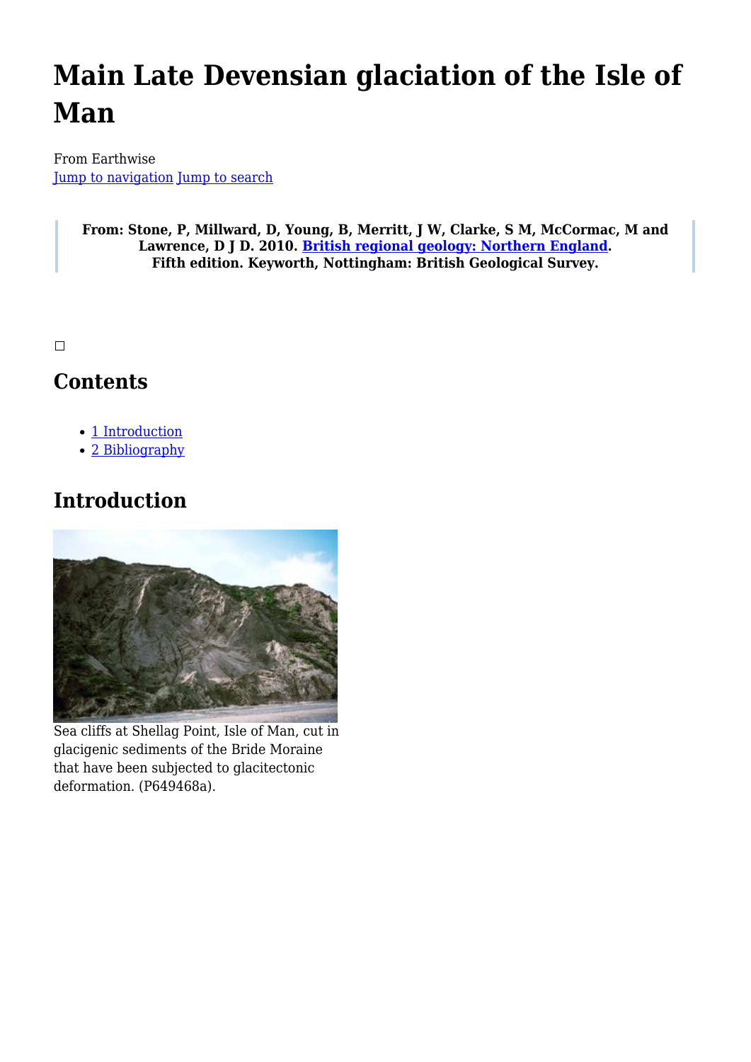# Main Late Devensian glaciation of the Isle of Man

From Earthwise
Jump to navigation Jump to search

> **From: Stone, P, Millward, D, Young, B, Merritt, J W, Clarke, S M, McCormac, M and Lawrence, D J D. 2010. British regional geology: Northern England. Fifth edition. Keyworth, Nottingham: British Geological Survey.**

## Contents

- 1 Introduction
- 2 Bibliography

## Introduction

Sea cliffs at Shellag Point, Isle of Man, cut in glacigenic sediments of the Bride Moraine that have been subjected to glacitectonic deformation. (P649468a).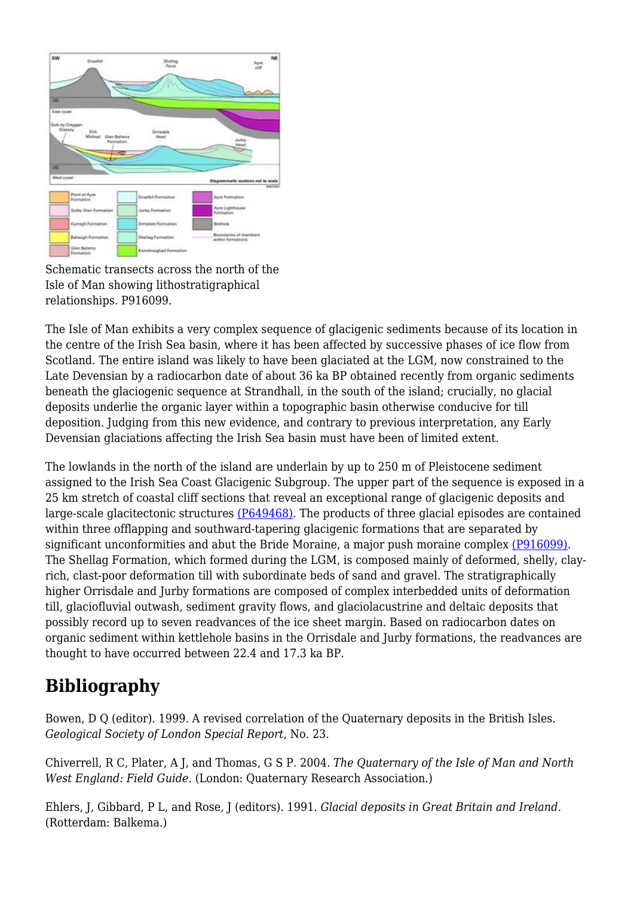Schematic transects across the north of the Isle of Man showing lithostratigraphical relationships. P916099.

The Isle of Man exhibits a very complex sequence of glacigenic sediments because of its location in the centre of the Irish Sea basin, where it has been affected by successive phases of ice flow from Scotland. The entire island was likely to have been glaciated at the LGM, now constrained to the Late Devensian by a radiocarbon date of about 36 ka BP obtained recently from organic sediments beneath the glaciogenic sequence at Strandhall, in the south of the island; crucially, no glacial deposits underlie the organic layer within a topographic basin otherwise conducive for till deposition. Judging from this new evidence, and contrary to previous interpretation, any Early Devensian glaciations affecting the Irish Sea basin must have been of limited extent.

The lowlands in the north of the island are underlain by up to 250 m of Pleistocene sediment assigned to the Irish Sea Coast Glacigenic Subgroup. The upper part of the sequence is exposed in a 25 km stretch of coastal cliff sections that reveal an exceptional range of glacigenic deposits and large-scale glacitectonic structures (P649468). The products of three glacial episodes are contained within three offlapping and southward-tapering glacigenic formations that are separated by significant unconformities and abut the Bride Moraine, a major push moraine complex (P916099). The Shellag Formation, which formed during the LGM, is composed mainly of deformed, shelly, clay-rich, clast-poor deformation till with subordinate beds of sand and gravel. The stratigraphically higher Orrisdale and Jurby formations are composed of complex interbedded units of deformation till, glaciofluvial outwash, sediment gravity flows, and glaciolacustrine and deltaic deposits that possibly record up to seven readvances of the ice sheet margin. Based on radiocarbon dates on organic sediment within kettlehole basins in the Orrisdale and Jurby formations, the readvances are thought to have occurred between 22.4 and 17.3 ka BP.

## Bibliography

Bowen, D Q (editor). 1999. A revised correlation of the Quaternary deposits in the British Isles. *Geological Society of London Special Report*, No. 23.

Chiverrell, R C, Plater, A J, and Thomas, G S P. 2004. *The Quaternary of the Isle of Man and North West England: Field Guide*. (London: Quaternary Research Association.)

Ehlers, J, Gibbard, P L, and Rose, J (editors). 1991. *Glacial deposits in Great Britain and Ireland.* (Rotterdam: Balkema.)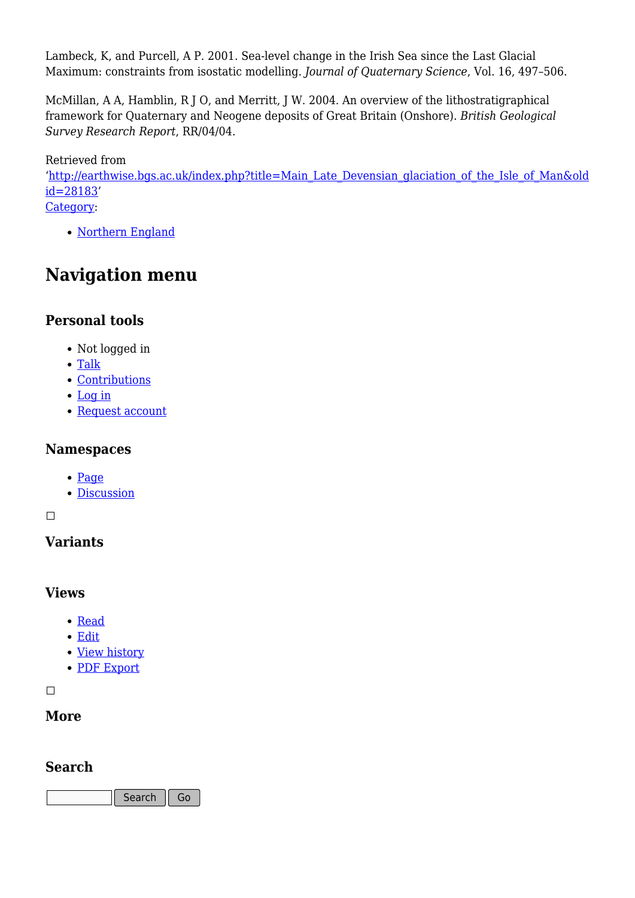Lambeck, K, and Purcell, A P. 2001. Sea-level change in the Irish Sea since the Last Glacial Maximum: constraints from isostatic modelling. *Journal of Quaternary Science*, Vol. 16, 497–506.

McMillan, A A, Hamblin, R J O, and Merritt, J W. 2004. An overview of the lithostratigraphical framework for Quaternary and Neogene deposits of Great Britain (Onshore). *British Geological Survey Research Report*, RR/04/04.

Retrieved from
'http://earthwise.bgs.ac.uk/index.php?title=Main_Late_Devensian_glaciation_of_the_Isle_of_Man&oldid=28183'
Category:

- Northern England

## Navigation menu

### Personal tools

- Not logged in
- Talk
- Contributions
- Log in
- Request account

### Namespaces

- Page
- Discussion

### Variants

### Views

- Read
- Edit
- View history
- PDF Export

### More

### Search

Search Go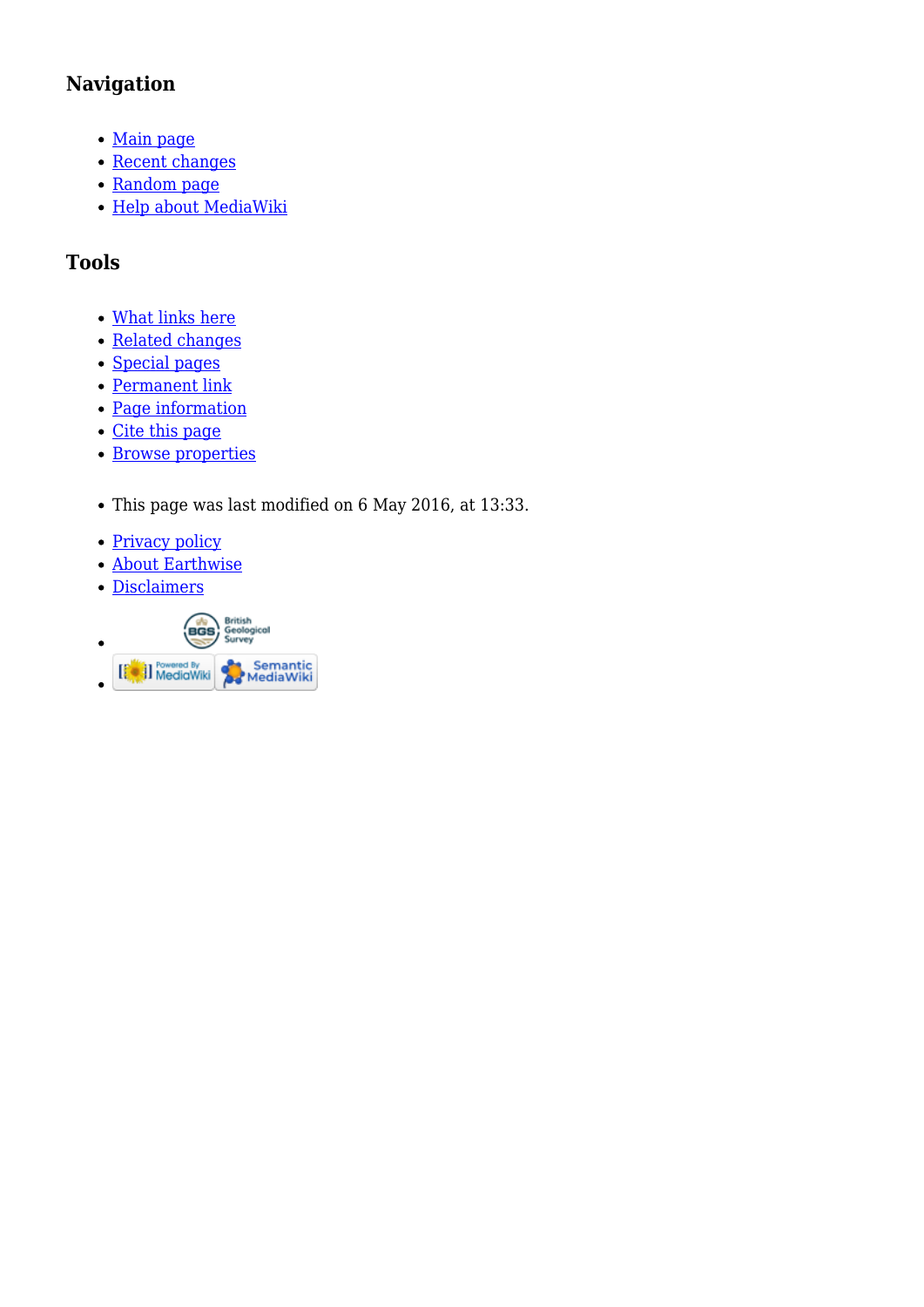## Navigation

- Main page
- Recent changes
- Random page
- Help about MediaWiki

## Tools

- What links here
- Related changes
- Special pages
- Permanent link
- Page information
- Cite this page
- Browse properties

- This page was last modified on 6 May 2016, at 13:33.

- Privacy policy
- About Earthwise
- Disclaimers